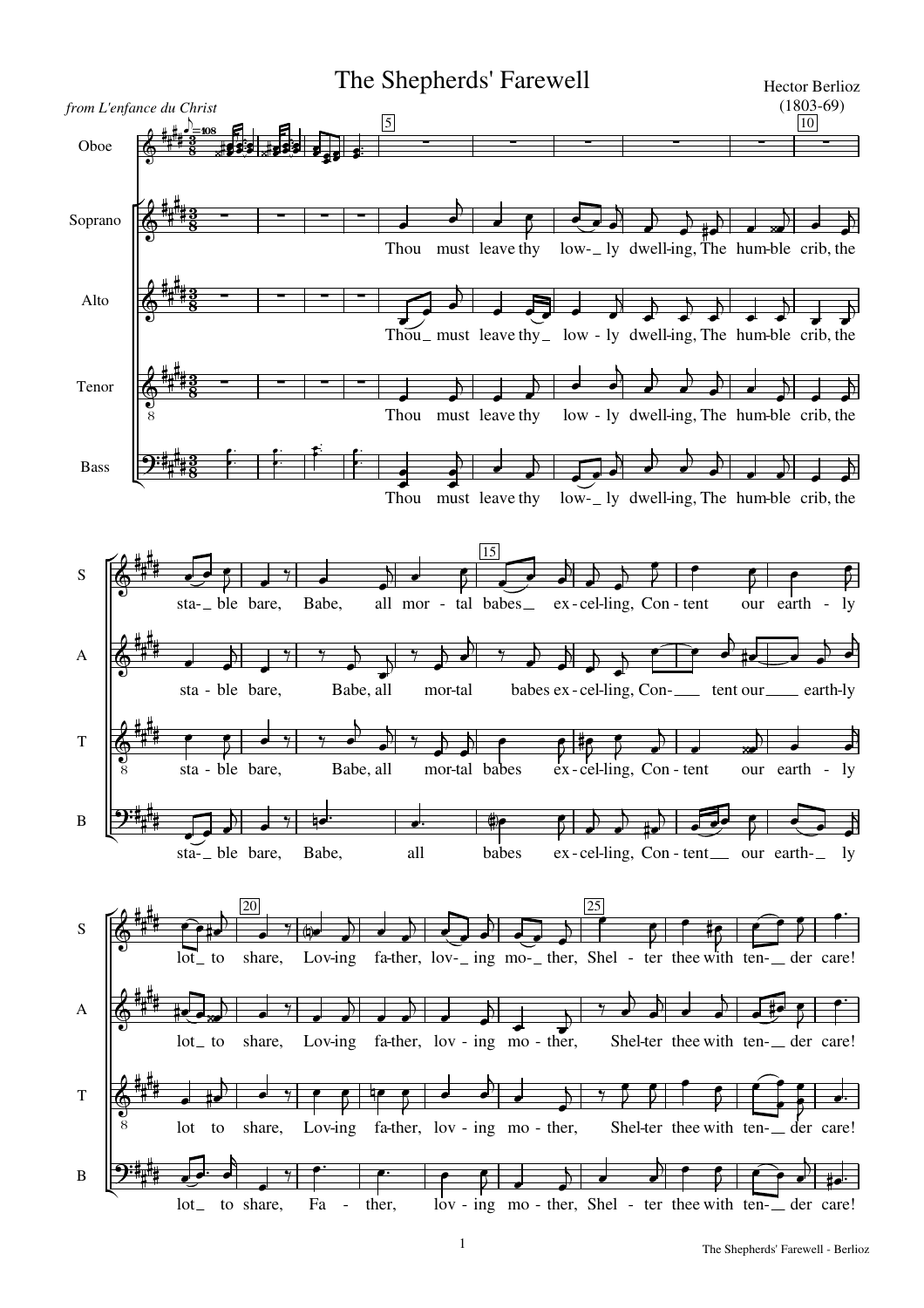# The Shepherds' Farewell

*from L'enfance du Christ*

Hector Berlioz
(1803-69)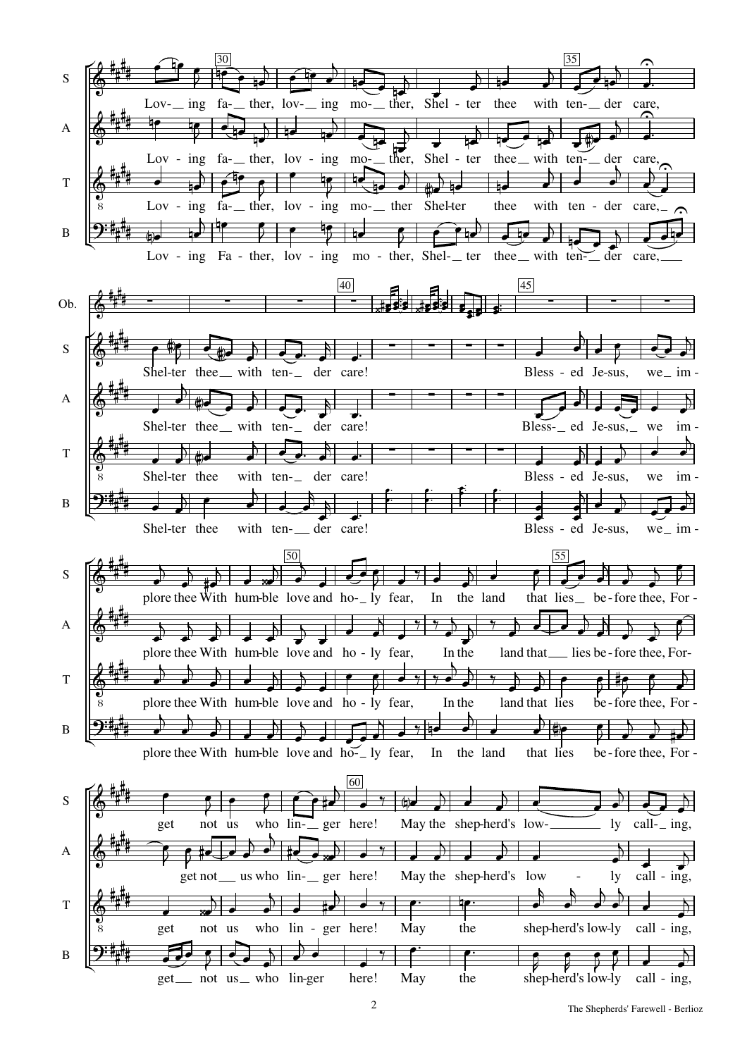S: Lov- ing fa- ther, lov- ing mo- ther, Shel- ter thee with ten- der care,

A: Lov - ing fa- ther, lov - ing mo- ther, Shel - ter thee with ten- der care,

T: Lov - ing fa- ther, lov - ing mo- ther Shel-ter thee with ten - der care,

B: Lov - ing Fa - ther, lov - ing mo - ther, Shel- ter thee with ten- der care,

S: Shel-ter thee with ten- der care! Bless - ed Je-sus, we im -

A: Shel-ter thee with ten- der care! Bless- ed Je-sus, we im -

T: Shel-ter thee with ten- der care! Bless - ed Je-sus, we im -

B: Shel-ter thee with ten- der care! Bless - ed Je-sus, we im -

S: plore thee With hum-ble love and ho- ly fear, In the land that lies be-fore thee, For -

A: plore thee With hum-ble love and ho - ly fear, In the land that lies be-fore thee, For-

T: plore thee With hum-ble love and ho - ly fear, In the land that lies be-fore thee, For -

B: plore thee With hum-ble love and ho- ly fear, In the land that lies be-fore thee, For -

S: get not us who lin- ger here! May the shep-herd's low- ly call- ing,

A: get not us who lin- ger here! May the shep-herd's low - ly call - ing,

T: get not us who lin - ger here! May the shep-herd's low-ly call - ing,

B: get not us who lin-ger here! May the shep-herd's low-ly call - ing,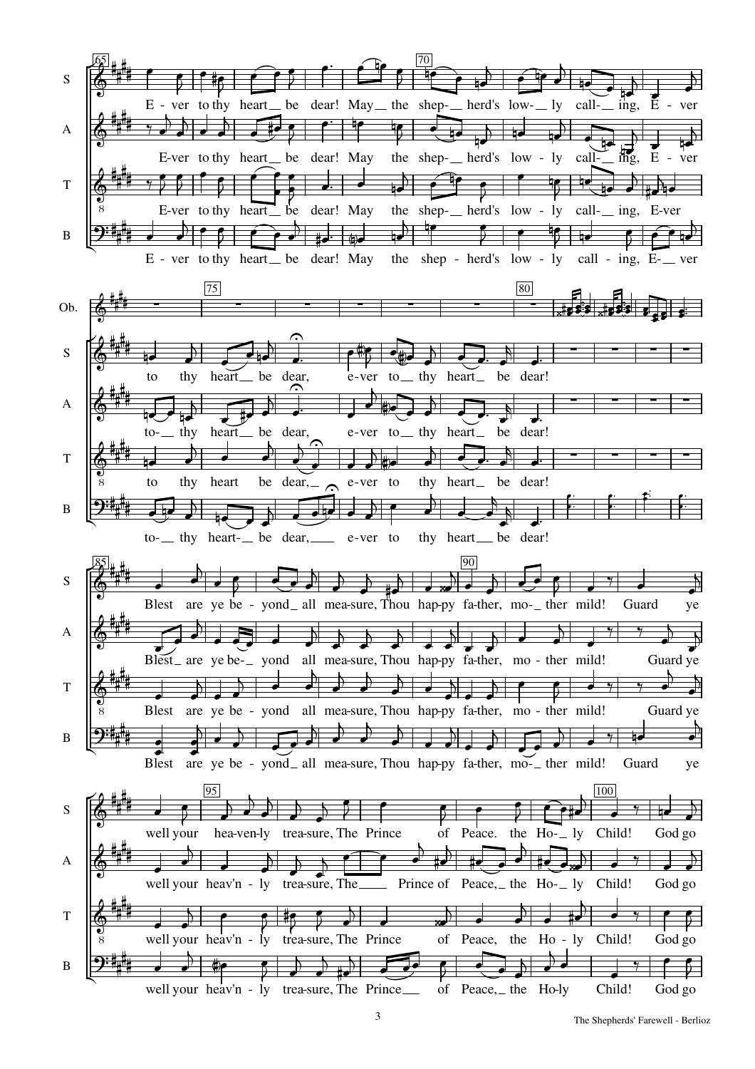S: E - ver to thy heart_ be dear! May_ the shep-_ herd's low-_ ly call-_ ing, E - ver

A: E-ver to thy heart_ be dear! May the shep-_ herd's low - ly call-_ ing, E - ver

T: E-ver to thy heart_ be dear! May the shep-_ herd's low - ly call-_ ing, E-ver

B: E - ver to thy heart_ be dear! May the shep - herd's low - ly call - ing, E-_ ver

Ob.

S: to thy heart_ be dear, e-ver to_ thy heart_ be dear!

A: to-_ thy heart_ be dear, e-ver to_ thy heart_ be dear!

T: to thy heart be dear,_ e-ver to thy heart_ be dear!

B: to-_ thy heart-_ be dear,___ e-ver to thy heart_ be dear!

S: Blest are ye be - yond_ all mea-sure, Thou hap-py fa-ther, mo-_ ther mild! Guard ye

A: Blest_ are ye be-_ yond all mea-sure, Thou hap-py fa-ther, mo - ther mild! Guard ye

T: Blest are ye be - yond all mea-sure, Thou hap-py fa-ther, mo - ther mild! Guard ye

B: Blest are ye be - yond_ all mea-sure, Thou hap-py fa-ther, mo-_ ther mild! Guard ye

S: well your hea-ven-ly trea-sure, The Prince of Peace. the Ho-_ ly Child! God go

A: well your heav'n - ly trea-sure, The___ Prince of Peace,_ the Ho-_ ly Child! God go

T: well your heav'n - ly trea-sure, The Prince of Peace, the Ho - ly Child! God go

B: well your heav'n - ly trea-sure, The Prince___ of Peace,_ the Ho-ly Child! God go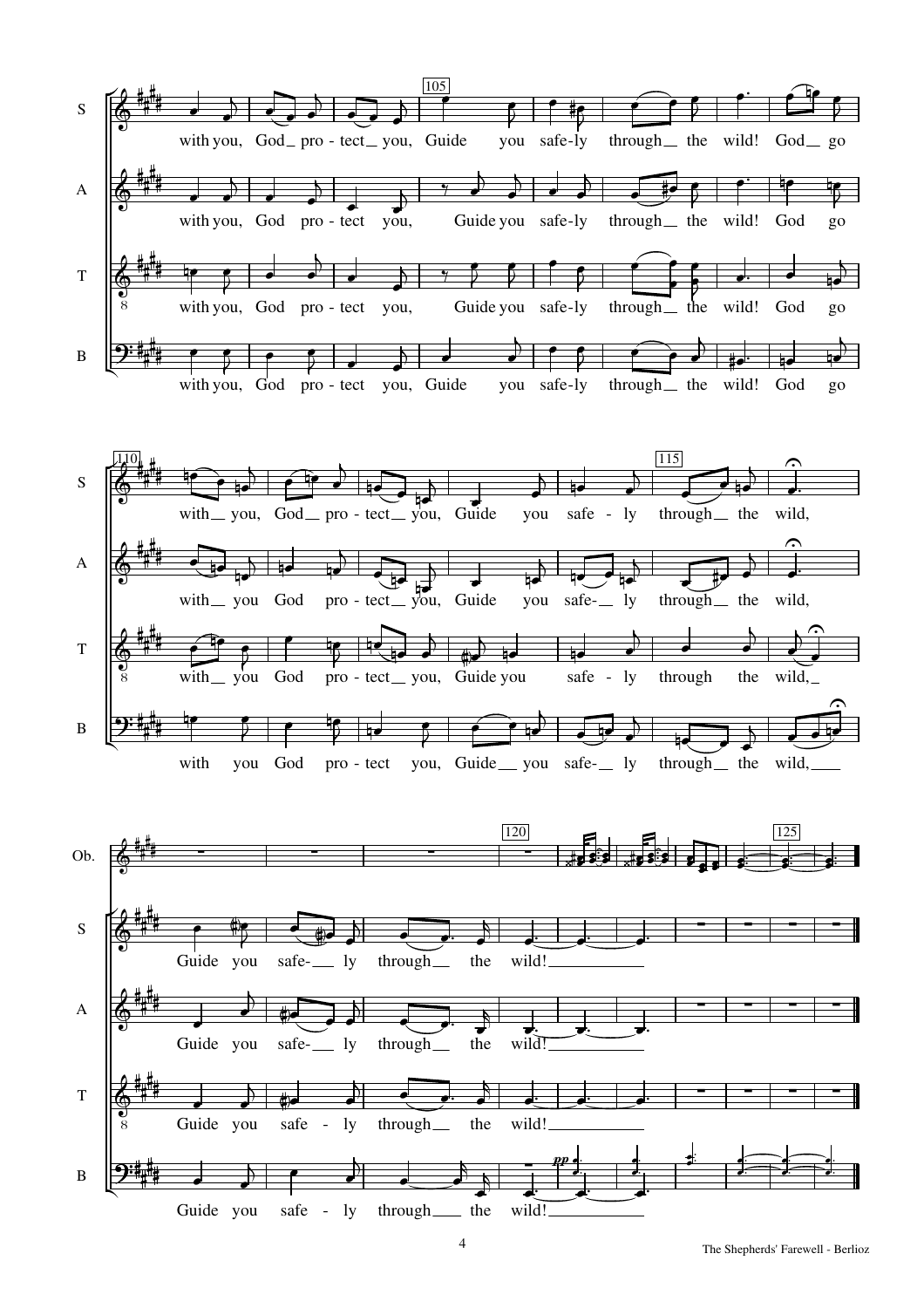S: with you, God pro - tect you, Guide you safe-ly through the wild! God go with you, God pro - tect you, Guide you safe - ly through the wild,

A: with you, God pro - tect you, Guide you safe-ly through the wild! God go with you God pro - tect you, Guide you safe- ly through the wild,

T: with you, God pro - tect you, Guide you safe-ly through the wild! God go with you God pro - tect you, Guide you safe - ly through the wild,

B: with you, God pro - tect you, Guide you safe-ly through the wild! God go with you God pro - tect you, Guide you safe- ly through the wild,

S: Guide you safe- ly through the wild!

A: Guide you safe- ly through the wild!

T: Guide you safe - ly through the wild!

B: Guide you safe - ly through the wild!